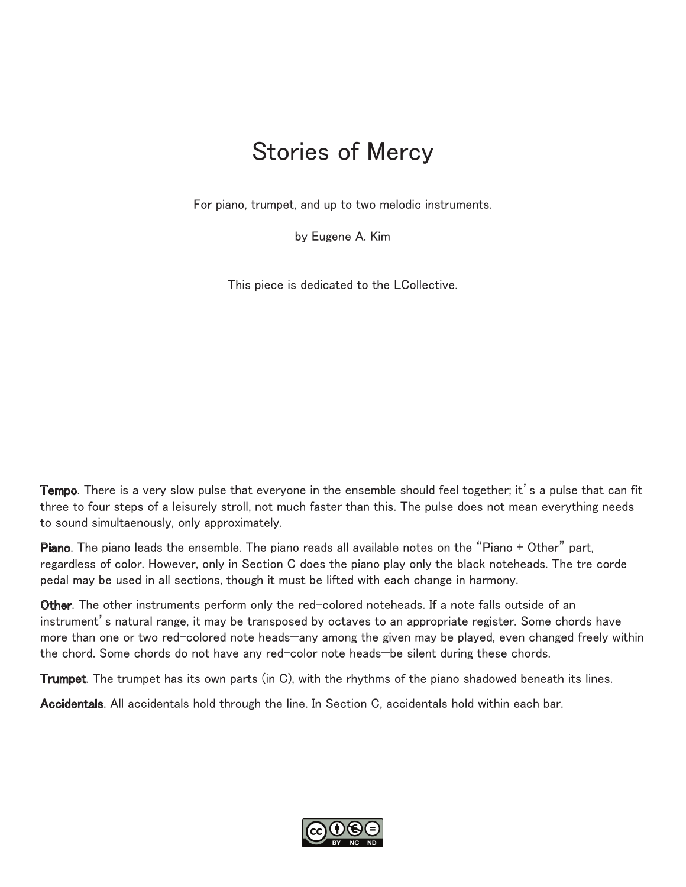# Stories of Mercy

For piano, trumpet, and up to two melodic instruments.

by Eugene A. Kim

This piece is dedicated to the LCollective.

**Tempo**. There is a very slow pulse that everyone in the ensemble should feel together; it's a pulse that can fit three to four steps of a leisurely stroll, not much faster than this. The pulse does not mean everything needs to sound simultaenously, only approximately.

**Piano**. The piano leads the ensemble. The piano reads all available notes on the "Piano + Other" part, regardless of color. However, only in Section C does the piano play only the black noteheads. The tre corde pedal may be used in all sections, though it must be lifted with each change in harmony.

**Other**. The other instruments perform only the red-colored noteheads. If a note falls outside of an instrument's natural range, it may be transposed by octaves to an appropriate register. Some chords have more than one or two red-colored note heads—any among the given may be played, even changed freely within the chord. Some chords do not have any red-color note heads—be silent during these chords.

**Trumpet**. The trumpet has its own parts (in C), with the rhythms of the piano shadowed beneath its lines.

**Accidentals**. All accidentals hold through the line. In Section C, accidentals hold within each bar.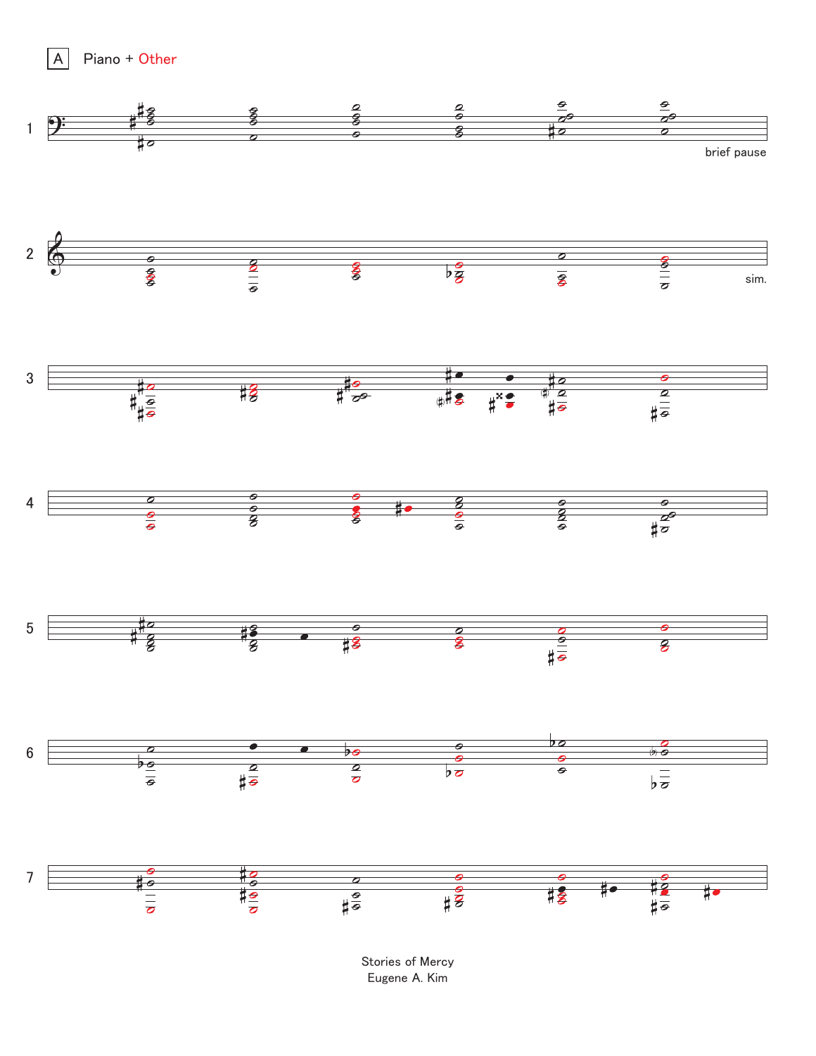A Piano + Other

1

brief pause

2

sim.

3

4

5

6

7

Stories of Mercy
Eugene A. Kim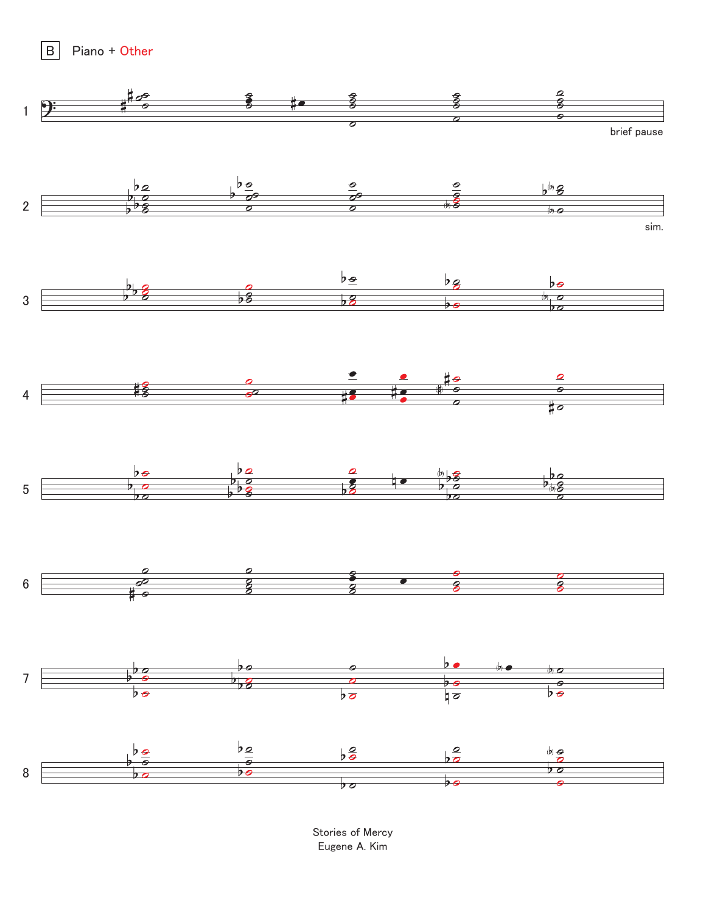B Piano + Other

1

brief pause

2

sim.

3

4

5

6

7

8

Stories of Mercy
Eugene A. Kim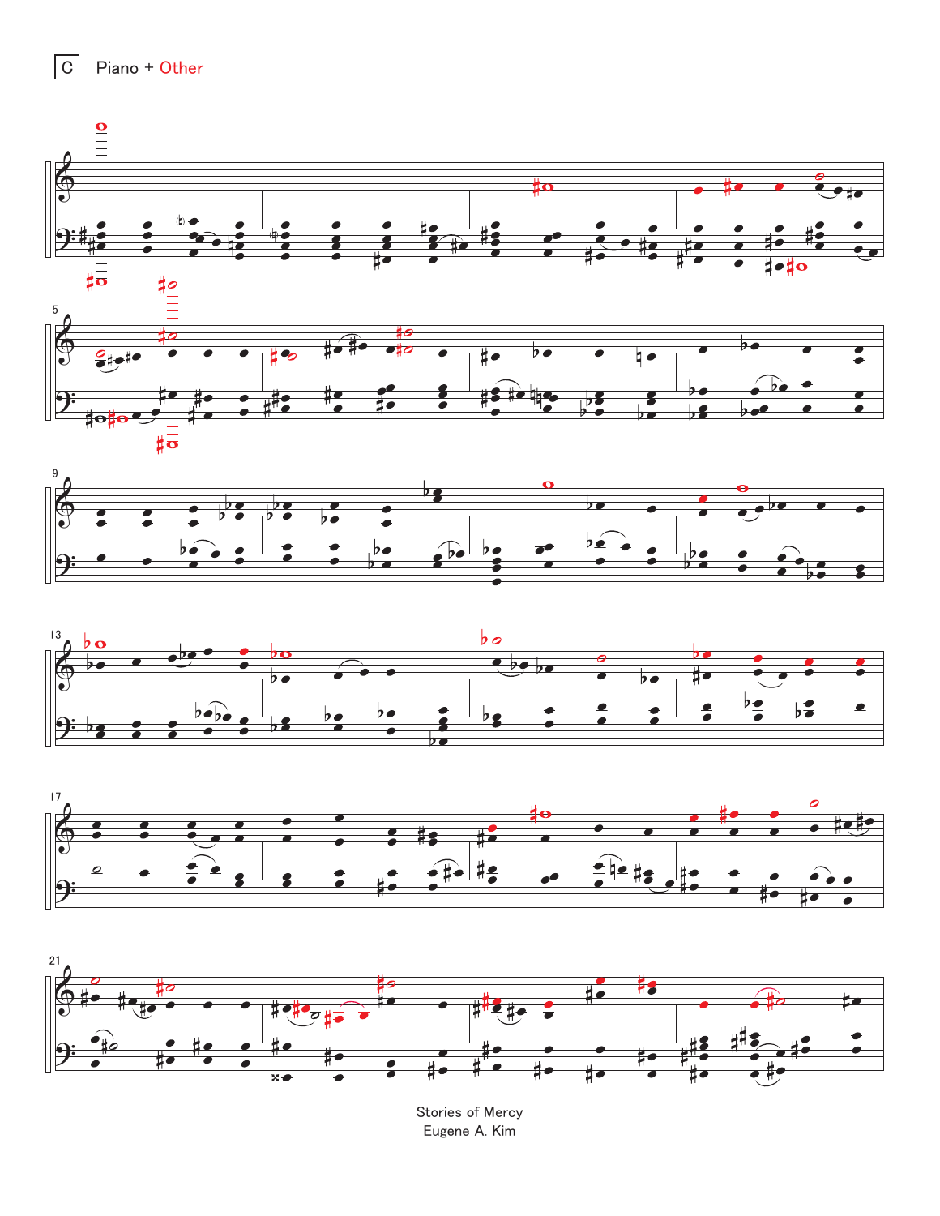C Piano + Other

Stories of Mercy
Eugene A. Kim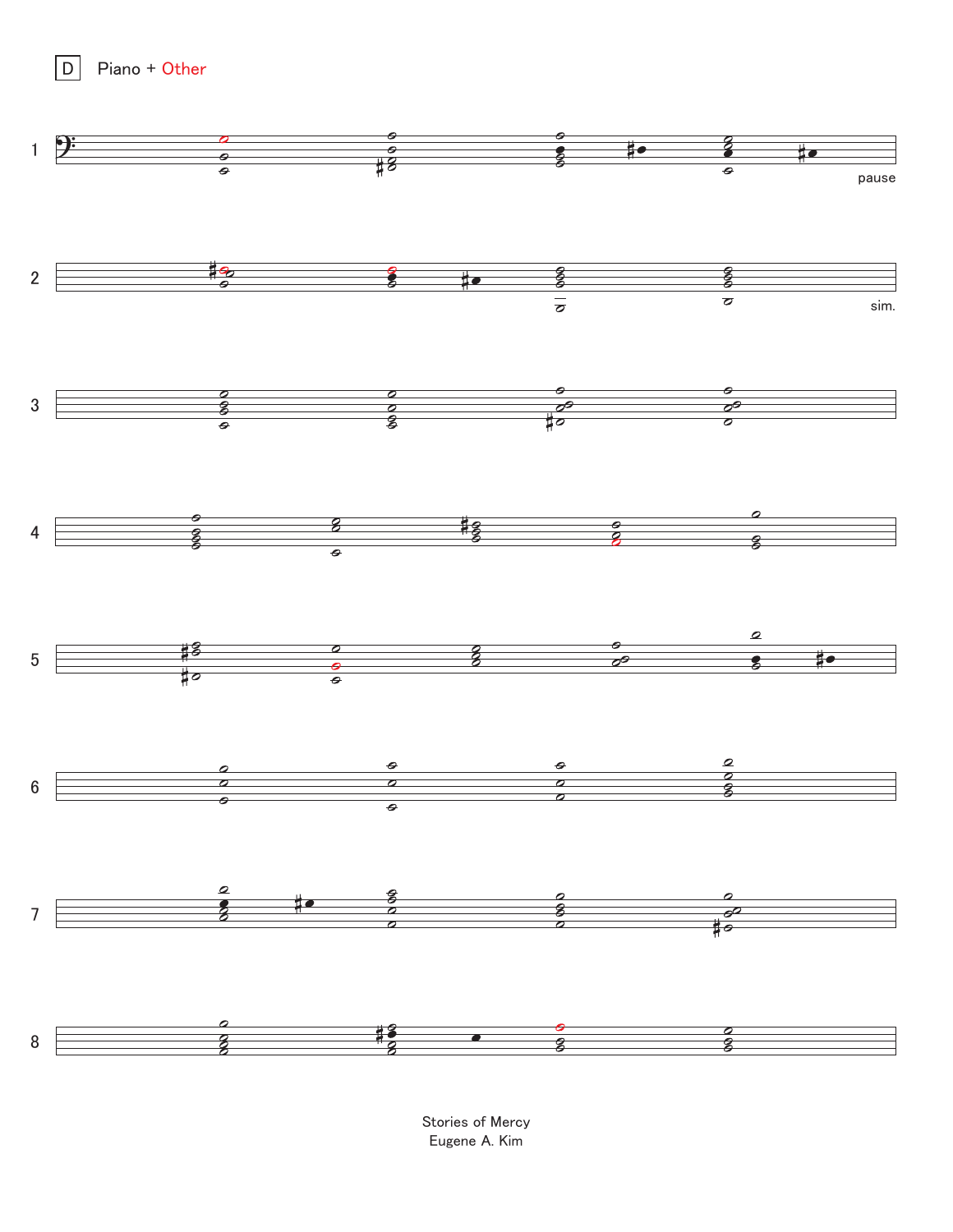D Piano + Other

1

pause

2

sim.

3

4

5

6

7

8

Stories of Mercy
Eugene A. Kim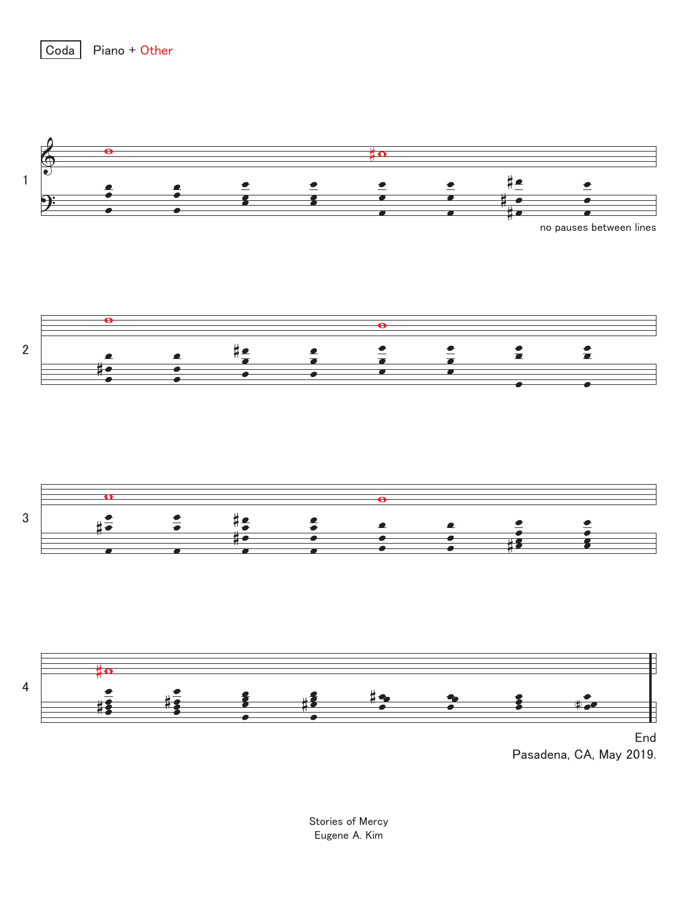Coda Piano + Other

1

no pauses between lines

2

3

4

End

Pasadena, CA, May 2019.

Stories of Mercy
Eugene A. Kim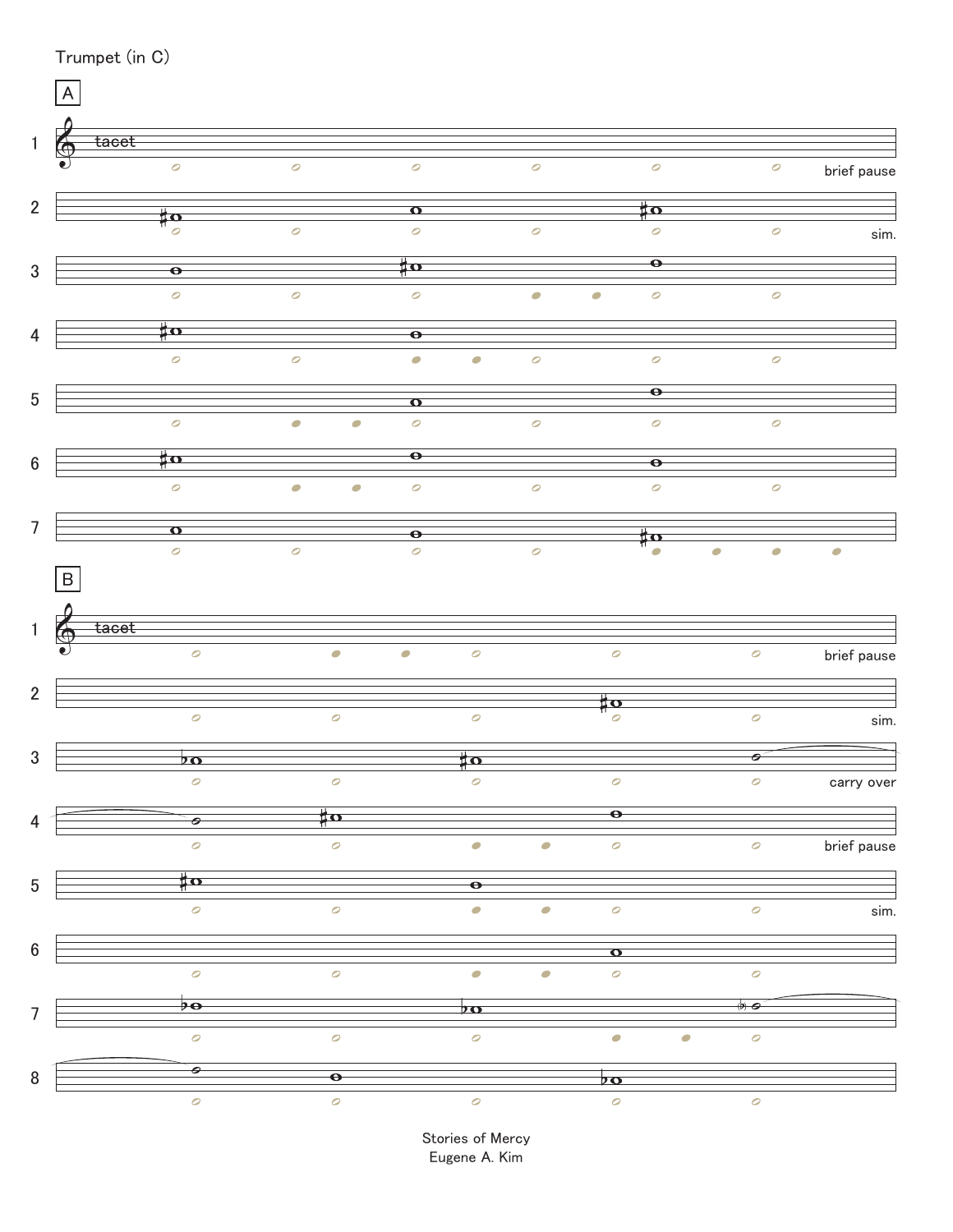Trumpet (in C)

A

1 tacet — brief pause

2 — sim.

3

4

5

6

7

B

1 tacet — brief pause

2 — sim.

3 — carry over

4 — brief pause

5 — sim.

6

7

8

Stories of Mercy
Eugene A. Kim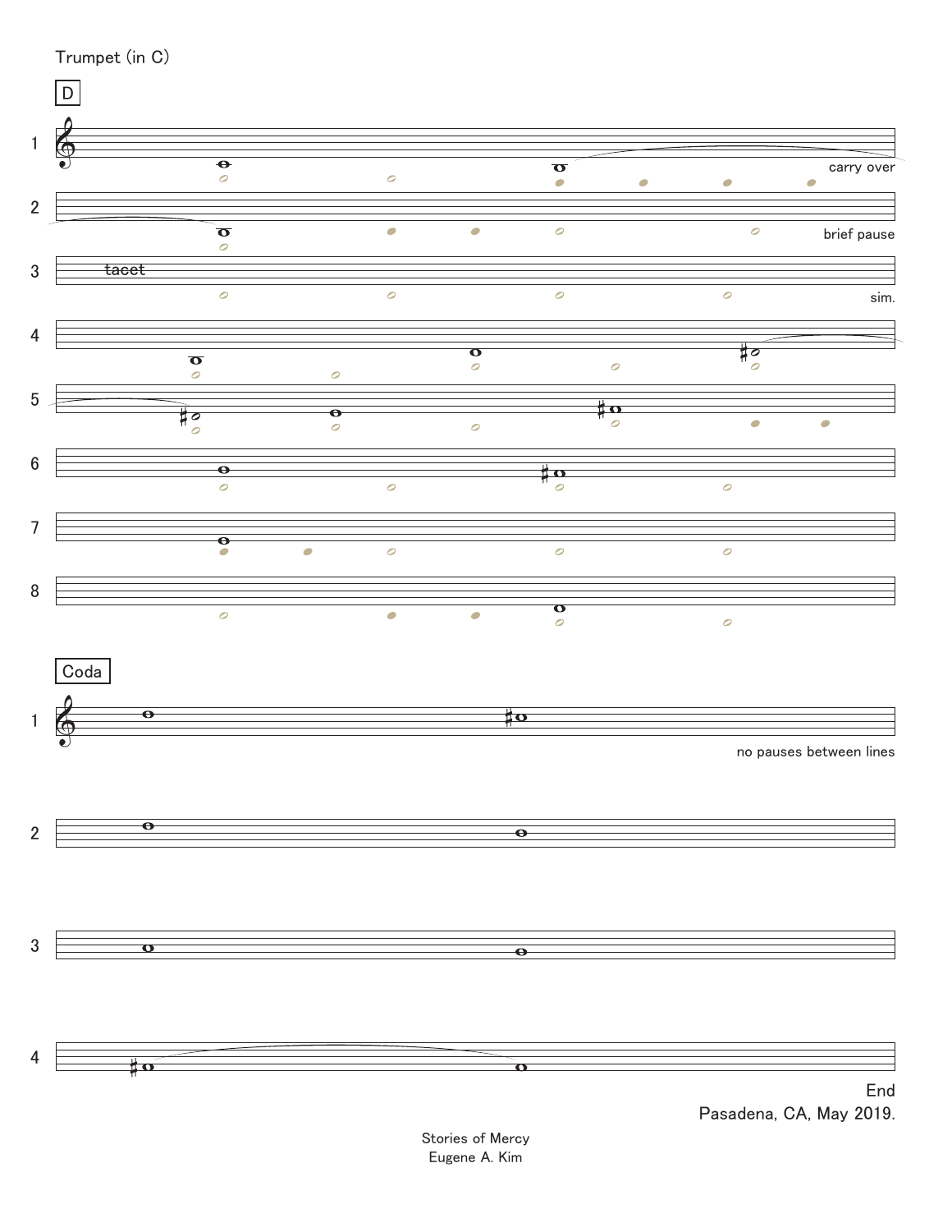Trumpet (in C)

D

1

carry over

2

brief pause

3

tacet

sim.

4

5

6

7

8

Coda

1

no pauses between lines

2

3

4

End

Pasadena, CA, May 2019.